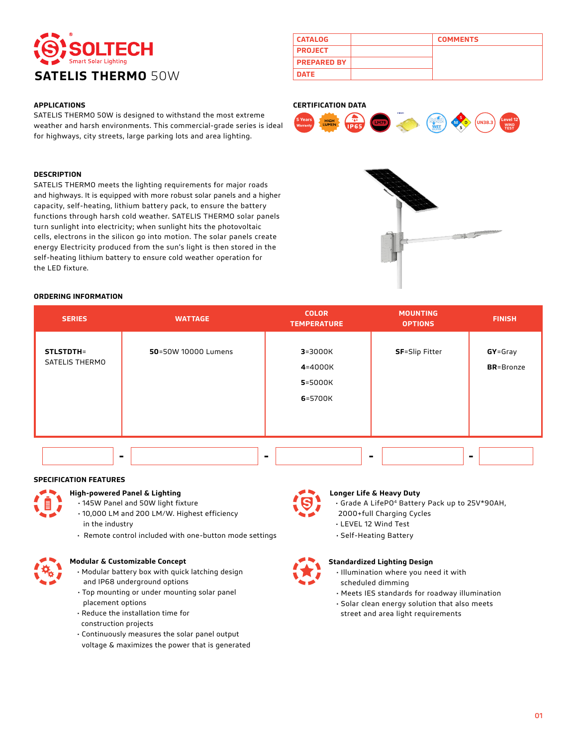# SOLTECH

Smart Solar Lighting

## SATELIS THERMO 50W

| CATALOG | | COMMENTS |
|---|---|---|
| PROJECT | | |
| PREPARED BY | | |
| DATE | | |

### APPLICATIONS

SATELIS THERMO 50W is designed to withstand the most extreme weather and harsh environments. This commercial-grade series is ideal for highways, city streets, large parking lots and area lighting.

### CERTIFICATION DATA

5 Years Warranty, HIGH LUMEN, IP65, LM79, WET, UN38.3, Level 12 WIND TEST

### DESCRIPTION

SATELIS THERMO meets the lighting requirements for major roads and highways. It is equipped with more robust solar panels and a higher capacity, self-heating, lithium battery pack, to ensure the battery functions through harsh cold weather. SATELIS THERMO solar panels turn sunlight into electricity; when sunlight hits the photovoltaic cells, electrons in the silicon go into motion. The solar panels create energy Electricity produced from the sun's light is then stored in the self-heating lithium battery to ensure cold weather operation for the LED fixture.

### ORDERING INFORMATION

| SERIES | WATTAGE | COLOR TEMPERATURE | MOUNTING OPTIONS | FINISH |
|---|---|---|---|---|
| **STLSTDTH**= SATELIS THERMO | **50**=50W 10000 Lumens | **3**=3000K<br>**4**=4000K<br>**5**=5000K<br>**6**=5700K | **SF**=Slip Fitter | **GY**=Gray<br>**BR**=Bronze |

\_\_\_\_\_ - \_\_\_\_\_ - \_\_\_\_\_ - \_\_\_\_\_ - \_\_\_\_\_

### SPECIFICATION FEATURES

**High-powered Panel & Lighting**

- 145W Panel and 50W light fixture
- 10,000 LM and 200 LM/W. Highest efficiency in the industry
- Remote control included with one-button mode settings

**Longer Life & Heavy Duty**

- Grade A LifePO4 Battery Pack up to 25V*90AH, 2000+full Charging Cycles
- LEVEL 12 Wind Test
- Self-Heating Battery

**Modular & Customizable Concept**

- Modular battery box with quick latching design and IP68 underground options
- Top mounting or under mounting solar panel placement options
- Reduce the installation time for construction projects
- Continuously measures the solar panel output voltage & maximizes the power that is generated

**Standardized Lighting Design**

- Illumination where you need it with scheduled dimming
- Meets IES standards for roadway illumination
- Solar clean energy solution that also meets street and area light requirements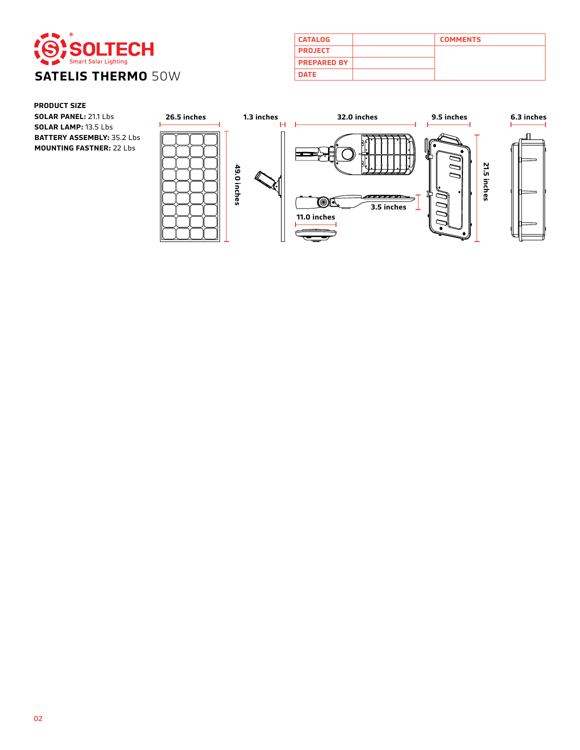# SATELIS THERMO 50W

| CATALOG | | COMMENTS |
|---|---|---|
| PROJECT | | |
| PREPARED BY | | |
| DATE | | |

**PRODUCT SIZE**

**SOLAR PANEL:** 21.1 Lbs
**SOLAR LAMP:** 13.5 Lbs
**BATTERY ASSEMBLY:** 35.2 Lbs
**MOUNTING FASTNER:** 22 Lbs

26.5 inches
49.0 inches
1.3 inches
32.0 inches
3.5 inches
11.0 inches
9.5 inches
21.5 inches
6.3 inches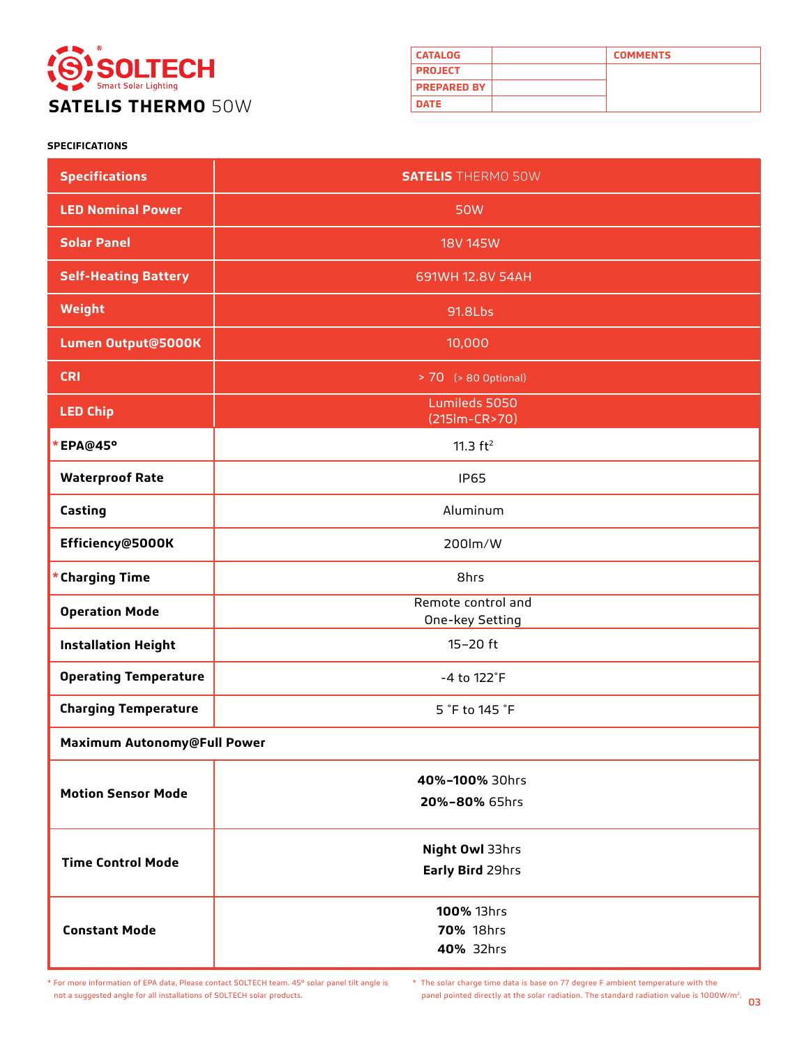# SOLTECH

Smart Solar Lighting

## SATELIS THERMO 50W

| CATALOG | | COMMENTS |
|---|---|---|
| PROJECT | | |
| PREPARED BY | | |
| DATE | | |

### SPECIFICATIONS

| Specifications | SATELIS THERMO 50W |
|---|---|
| LED Nominal Power | 50W |
| Solar Panel | 18V 145W |
| Self-Heating Battery | 691WH 12.8V 54AH |
| Weight | 91.8Lbs |
| Lumen Output@5000K | 10,000 |
| CRI | > 70 (> 80 Optional) |
| LED Chip | Lumileds 5050 (215lm-CR>70) |
| *EPA@45° | 11.3 $ft^2$ |
| Waterproof Rate | IP65 |
| Casting | Aluminum |
| Efficiency@5000K | 200lm/W |
| *Charging Time | 8hrs |
| Operation Mode | Remote control and One-key Setting |
| Installation Height | 15–20 ft |
| Operating Temperature | -4 to 122˚F |
| Charging Temperature | 5 ˚F to 145 ˚F |
| **Maximum Autonomy@Full Power** | |
| Motion Sensor Mode | **40%–100%** 30hrs<br>**20%–80%** 65hrs |
| Time Control Mode | **Night Owl** 33hrs<br>**Early Bird** 29hrs |
| Constant Mode | **100%** 13hrs<br>**70%** 18hrs<br>**40%** 32hrs |

* For more information of EPA data, Please contact SOLTECH team. 45º solar panel tilt angle is not a suggested angle for all installations of SOLTECH solar products.

* The solar charge time data is base on 77 degree F ambient temperature with the panel pointed directly at the solar radiation. The standard radiation value is 1000W/$m^2$.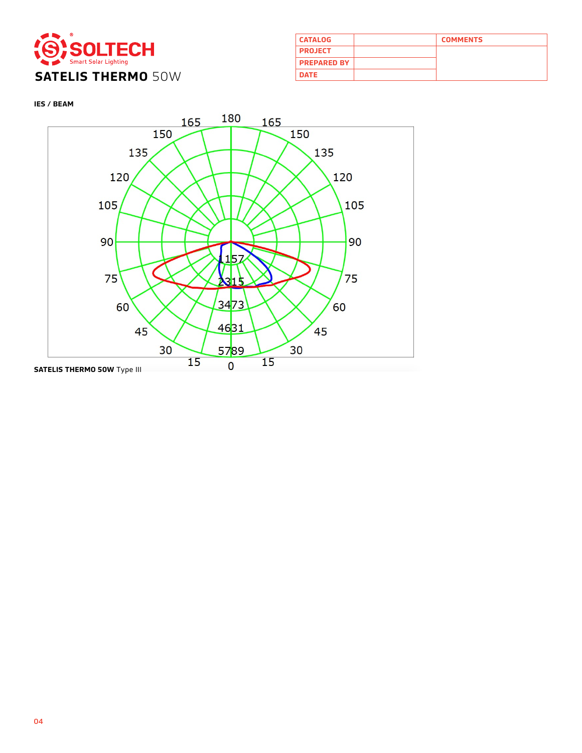# SATELIS THERMO 50W

| CATALOG | | COMMENTS |
|---|---|---|
| PROJECT | | |
| PREPARED BY | | |
| DATE | | |

**IES / BEAM**

**SATELIS THERMO 50W** Type III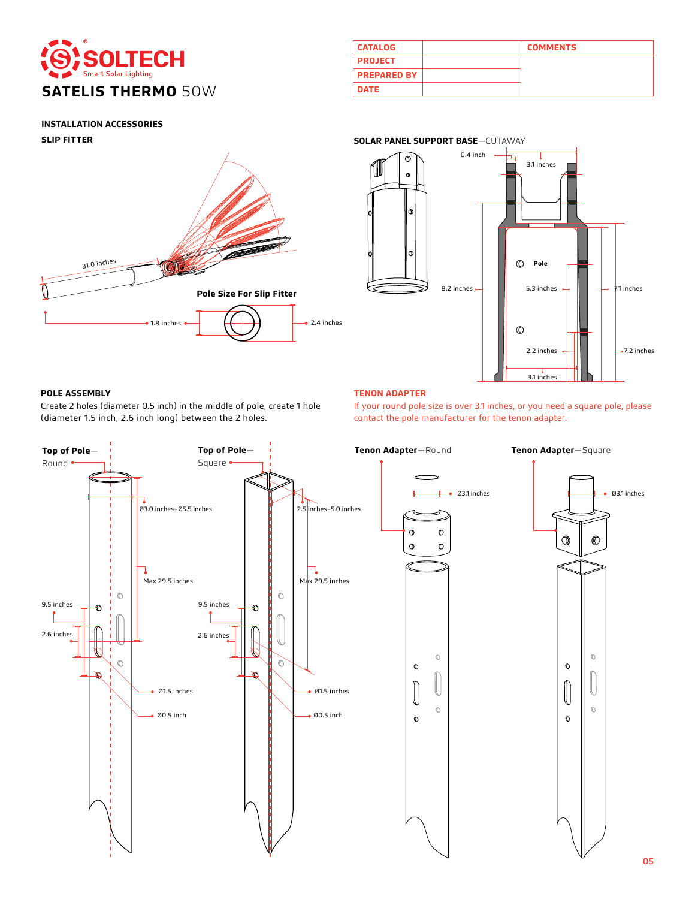# SOLTECH

Smart Solar Lighting

## SATELIS THERMO 50W

| CATALOG | | COMMENTS |
|---|---|---|
| PROJECT | | |
| PREPARED BY | | |
| DATE | | |

### INSTALLATION ACCESSORIES

#### SLIP FITTER

31.0 inches

Pole Size For Slip Fitter

1.8 inches

2.4 inches

#### SOLAR PANEL SUPPORT BASE—CUTAWAY

0.4 inch

3.1 inches

Pole

8.2 inches

5.3 inches

7.1 inches

2.2 inches

7.2 inches

3.1 inches

#### POLE ASSEMBLY

Create 2 holes (diameter 0.5 inch) in the middle of pole, create 1 hole (diameter 1.5 inch, 2.6 inch long) between the 2 holes.

**Top of Pole**—Round

Ø3.0 inches–Ø5.5 inches

Max 29.5 inches

9.5 inches

2.6 inches

Ø1.5 inches

Ø0.5 inch

**Top of Pole**—Square

2.5 inches–5.0 inches

Max 29.5 inches

9.5 inches

2.6 inches

Ø1.5 inches

Ø0.5 inch

#### TENON ADAPTER

If your round pole size is over 3.1 inches, or you need a square pole, please contact the pole manufacturer for the tenon adapter.

**Tenon Adapter**—Round

Ø3.1 inches

**Tenon Adapter**—Square

Ø3.1 inches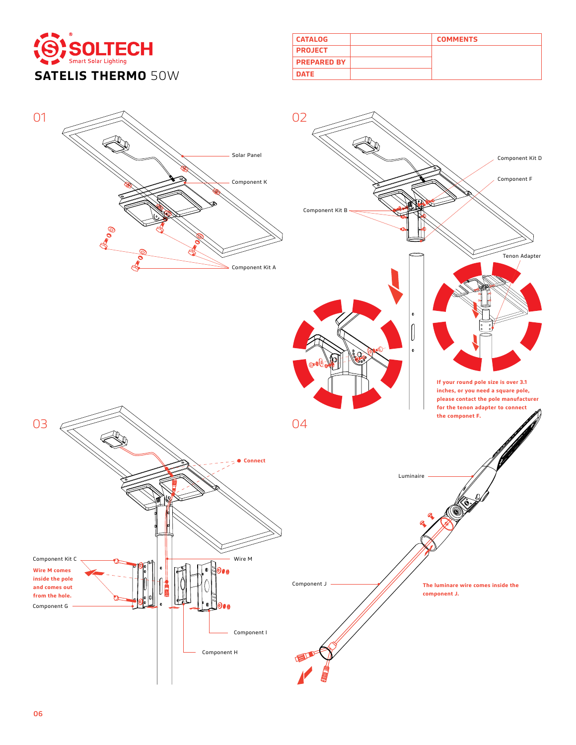# SOLTECH

Smart Solar Lighting

## SATELIS THERMO 50W

| CATALOG | | COMMENTS |
|---|---|---|
| PROJECT | | |
| PREPARED BY | | |
| DATE | | |

## 01

Solar Panel

Component K

Component Kit A

## 02

Component Kit D

Component F

Component Kit B

Tenon Adapter

**If your round pole size is over 3.1 inches, or you need a square pole, please contact the pole manufacturer for the tenon adapter to connect the componet F.**

## 03

Connect

Component Kit C

**Wire M comes inside the pole and comes out from the hole.**

Component G

Wire M

Component I

Component H

## 04

Luminaire

Component J

**The luminare wire comes inside the component J.**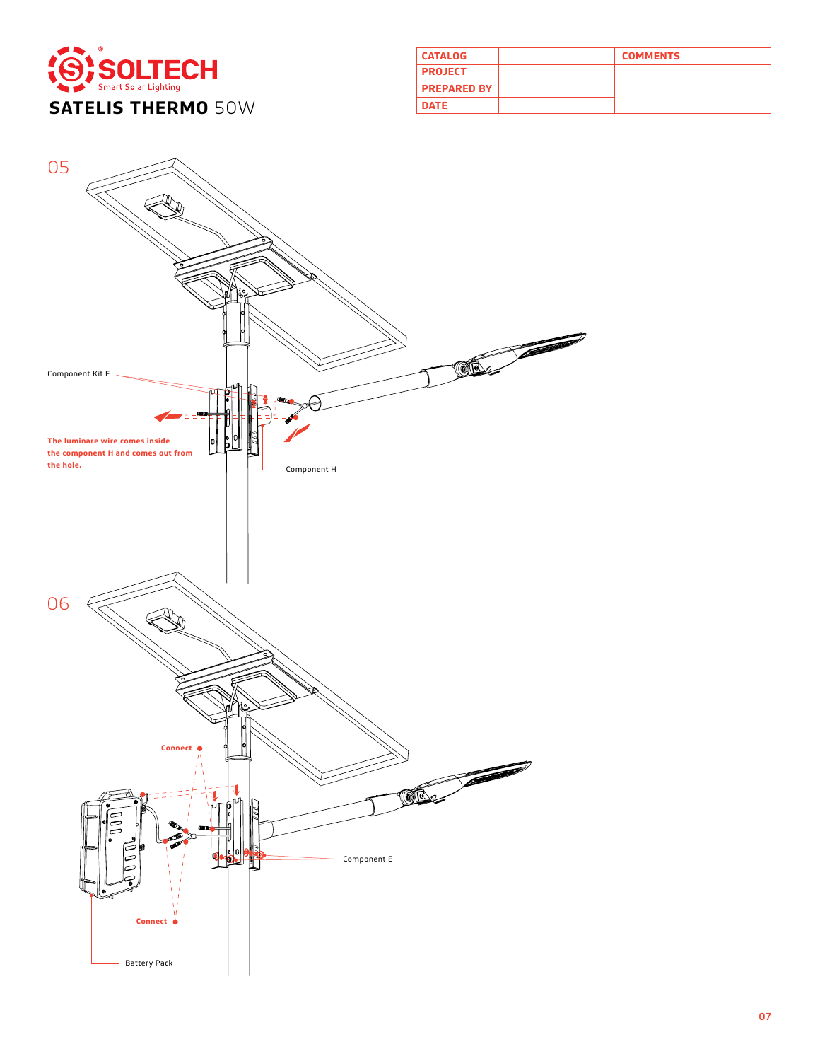# SOLTECH

Smart Solar Lighting

## SATELIS THERMO 50W

| CATALOG | | COMMENTS |
|---|---|---|
| PROJECT | | |
| PREPARED BY | | |
| DATE | | |

05

Component Kit E

**The luminare wire comes inside the component H and comes out from the hole.**

Component H

06

Connect

Component E

Connect

Battery Pack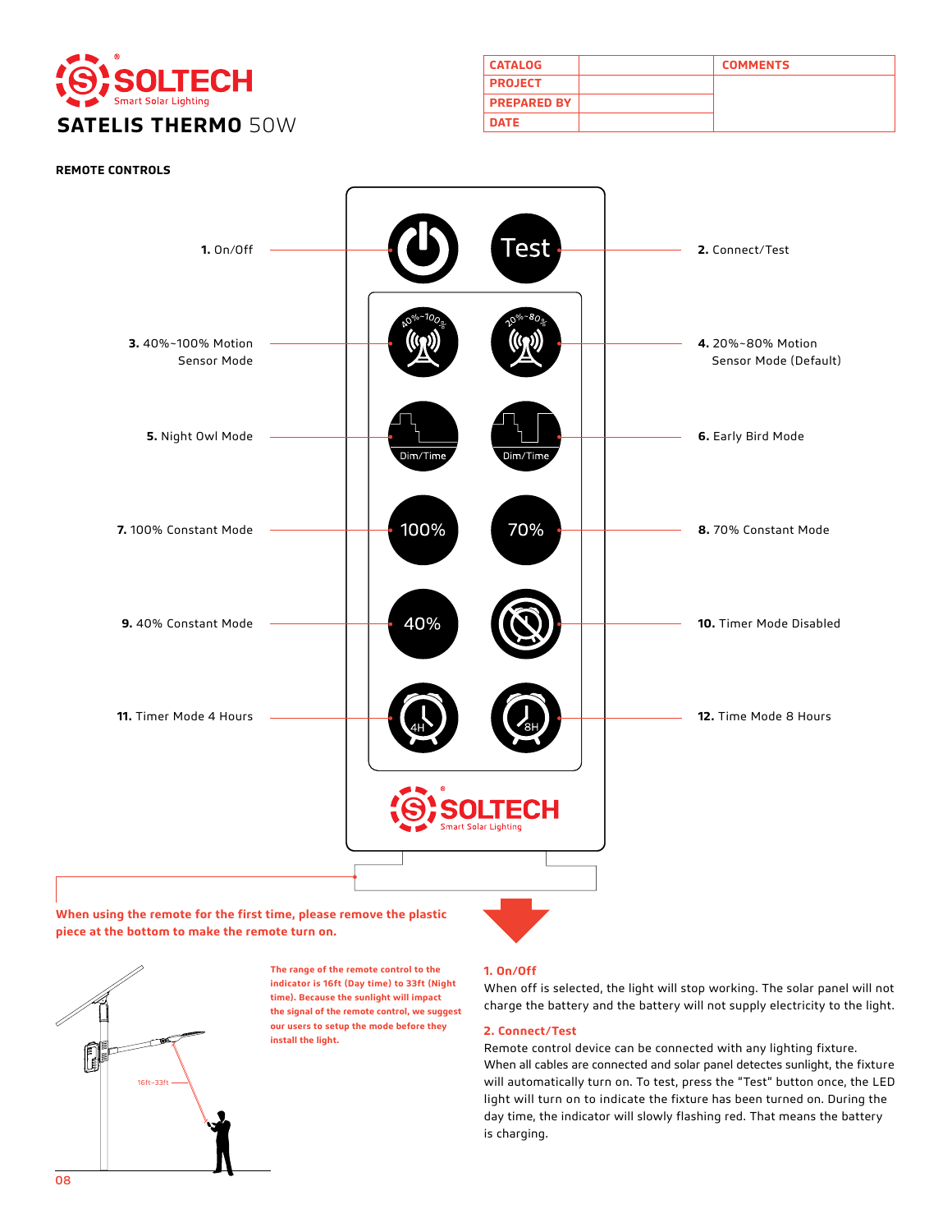# SOLTECH

Smart Solar Lighting

## SATELIS THERMO 50W

| CATALOG | | COMMENTS |
|---|---|---|
| PROJECT | | |
| PREPARED BY | | |
| DATE | | |

**REMOTE CONTROLS**

**1.** On/Off

**2.** Connect/Test

**3.** 40%~100% Motion Sensor Mode

**4.** 20%~80% Motion Sensor Mode (Default)

**5.** Night Owl Mode

**6.** Early Bird Mode

**7.** 100% Constant Mode

**8.** 70% Constant Mode

**9.** 40% Constant Mode

**10.** Timer Mode Disabled

**11.** Timer Mode 4 Hours

**12.** Time Mode 8 Hours

**When using the remote for the first time, please remove the plastic piece at the bottom to make the remote turn on.**

**The range of the remote control to the indicator is 16ft (Day time) to 33ft (Night time). Because the sunlight will impact the signal of the remote control, we suggest our users to setup the mode before they install the light.**

16ft~33ft

### 1. On/Off

When off is selected, the light will stop working. The solar panel will not charge the battery and the battery will not supply electricity to the light.

### 2. Connect/Test

Remote control device can be connected with any lighting fixture. When all cables are connected and solar panel detects sunlight, the fixture will automatically turn on. To test, press the "Test" button once, the LED light will turn on to indicate the fixture has been turned on. During the day time, the indicator will slowly flashing red. That means the battery is charging.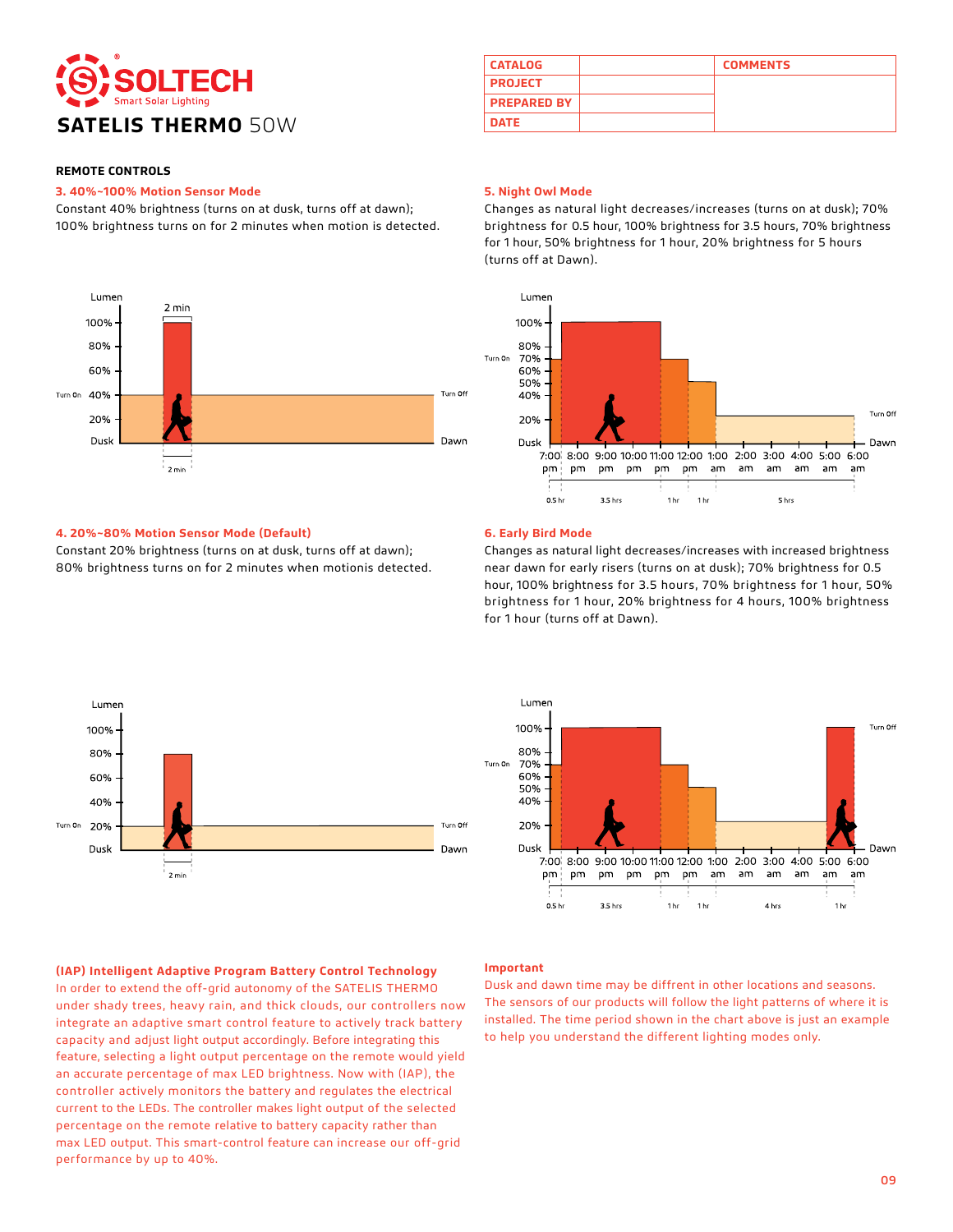# SATELIS THERMO 50W

| CATALOG | | COMMENTS |
|---|---|---|
| PROJECT | | |
| PREPARED BY | | |
| DATE | | |

## REMOTE CONTROLS

### 3. 40%~100% Motion Sensor Mode

Constant 40% brightness (turns on at dusk, turns off at dawn); 100% brightness turns on for 2 minutes when motion is detected.

### 4. 20%~80% Motion Sensor Mode (Default)

Constant 20% brightness (turns on at dusk, turns off at dawn); 80% brightness turns on for 2 minutes when motionis detected.

### (IAP) Intelligent Adaptive Program Battery Control Technology

In order to extend the off-grid autonomy of the SATELIS THERMO under shady trees, heavy rain, and thick clouds, our controllers now integrate an adaptive smart control feature to actively track battery capacity and adjust light output accordingly. Before integrating this feature, selecting a light output percentage on the remote would yield an accurate percentage of max LED brightness. Now with (IAP), the controller actively monitors the battery and regulates the electrical current to the LEDs. The controller makes light output of the selected percentage on the remote relative to battery capacity rather than max LED output. This smart-control feature can increase our off-grid performance by up to 40%.

### 5. Night Owl Mode

Changes as natural light decreases/increases (turns on at dusk); 70% brightness for 0.5 hour, 100% brightness for 3.5 hours, 70% brightness for 1 hour, 50% brightness for 1 hour, 20% brightness for 5 hours (turns off at Dawn).

### 6. Early Bird Mode

Changes as natural light decreases/increases with increased brightness near dawn for early risers (turns on at dusk); 70% brightness for 0.5 hour, 100% brightness for 3.5 hours, 70% brightness for 1 hour, 50% brightness for 1 hour, 20% brightness for 4 hours, 100% brightness for 1 hour (turns off at Dawn).

### Important

Dusk and dawn time may be diffrent in other locations and seasons. The sensors of our products will follow the light patterns of where it is installed. The time period shown in the chart above is just an example to help you understand the different lighting modes only.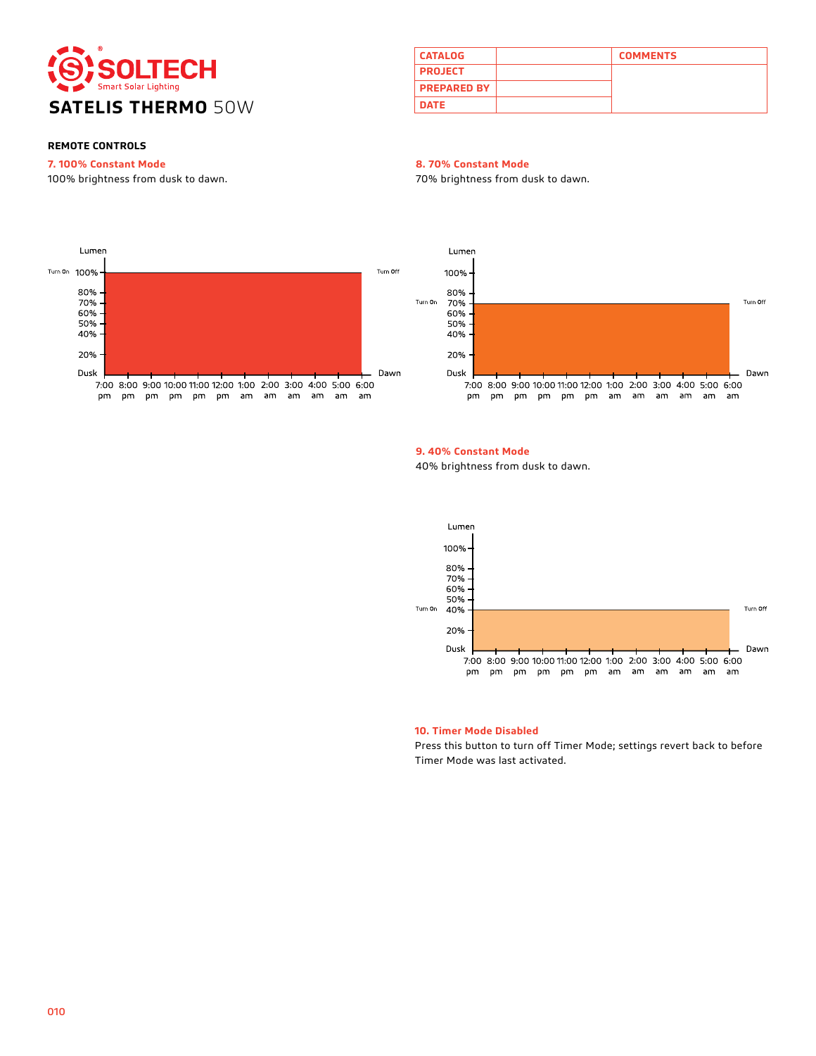# SATELIS THERMO 50W

| CATALOG | | COMMENTS |
|---|---|---|
| PROJECT | | |
| PREPARED BY | | |
| DATE | | |

**REMOTE CONTROLS**

**7. 100% Constant Mode**

100% brightness from dusk to dawn.

**8. 70% Constant Mode**

70% brightness from dusk to dawn.

**9. 40% Constant Mode**

40% brightness from dusk to dawn.

**10. Timer Mode Disabled**

Press this button to turn off Timer Mode; settings revert back to before Timer Mode was last activated.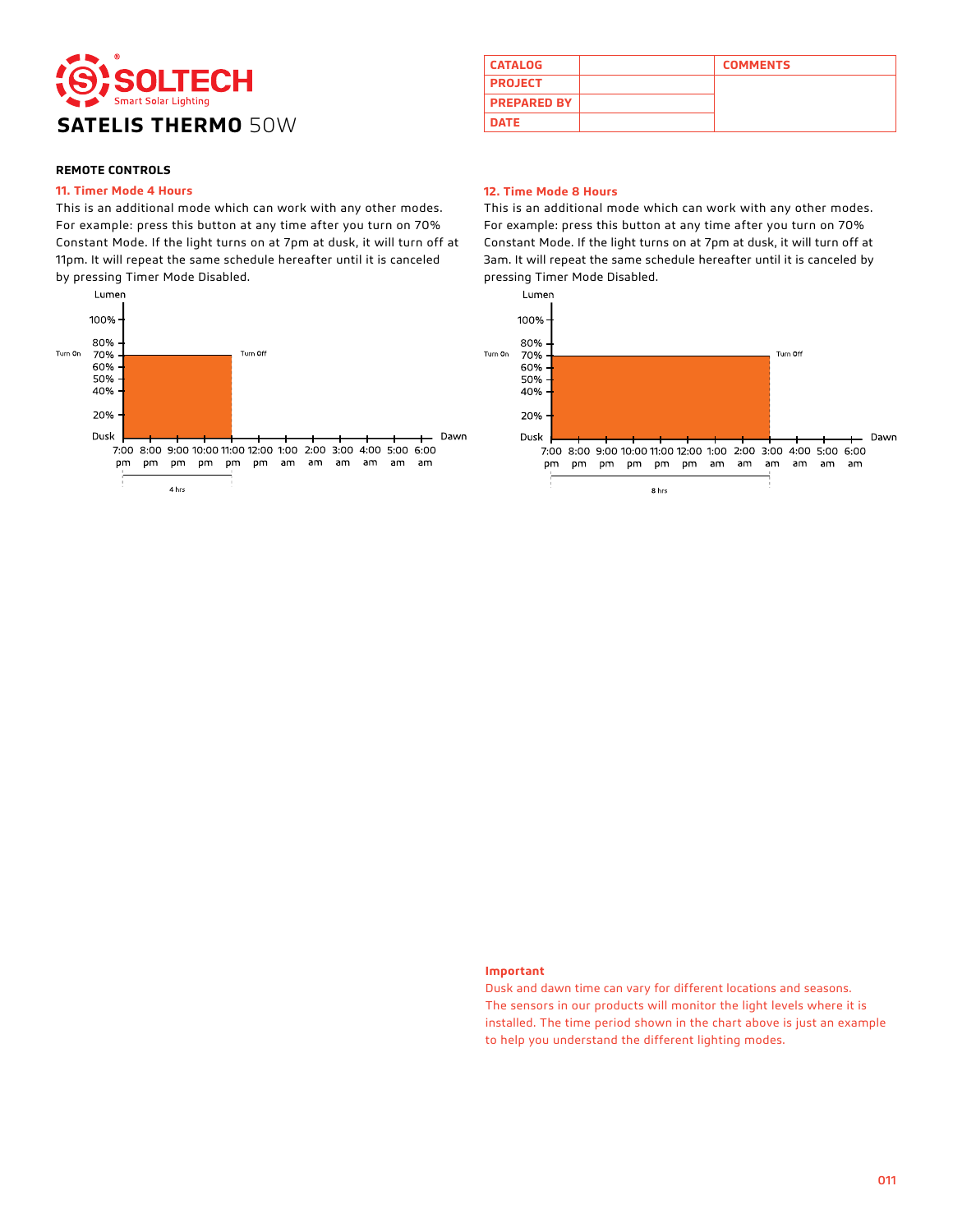# SOLTECH

Smart Solar Lighting

## SATELIS THERMO 50W

| CATALOG | | COMMENTS |
|---|---|---|
| PROJECT | | |
| PREPARED BY | | |
| DATE | | |

### REMOTE CONTROLS

**11. Timer Mode 4 Hours**

This is an additional mode which can work with any other modes. For example: press this button at any time after you turn on 70% Constant Mode. If the light turns on at 7pm at dusk, it will turn off at 11pm. It will repeat the same schedule hereafter until it is canceled by pressing Timer Mode Disabled.

Lumen: 100%, 80%, 70%, 60%, 50%, 40%, 20%

Turn On — Turn Off

Dusk 7:00 pm, 8:00 pm, 9:00 pm, 10:00 pm, 11:00 pm, 12:00 pm, 1:00 am, 2:00 am, 3:00 am, 4:00 am, 5:00 am, 6:00 am Dawn

4 hrs

**12. Time Mode 8 Hours**

This is an additional mode which can work with any other modes. For example: press this button at any time after you turn on 70% Constant Mode. If the light turns on at 7pm at dusk, it will turn off at 3am. It will repeat the same schedule hereafter until it is canceled by pressing Timer Mode Disabled.

Lumen: 100%, 80%, 70%, 60%, 50%, 40%, 20%

Turn On — Turn Off

Dusk 7:00 pm, 8:00 pm, 9:00 pm, 10:00 pm, 11:00 pm, 12:00 pm, 1:00 am, 2:00 am, 3:00 am, 4:00 am, 5:00 am, 6:00 am Dawn

8 hrs

**Important**

Dusk and dawn time can vary for different locations and seasons. The sensors in our products will monitor the light levels where it is installed. The time period shown in the chart above is just an example to help you understand the different lighting modes.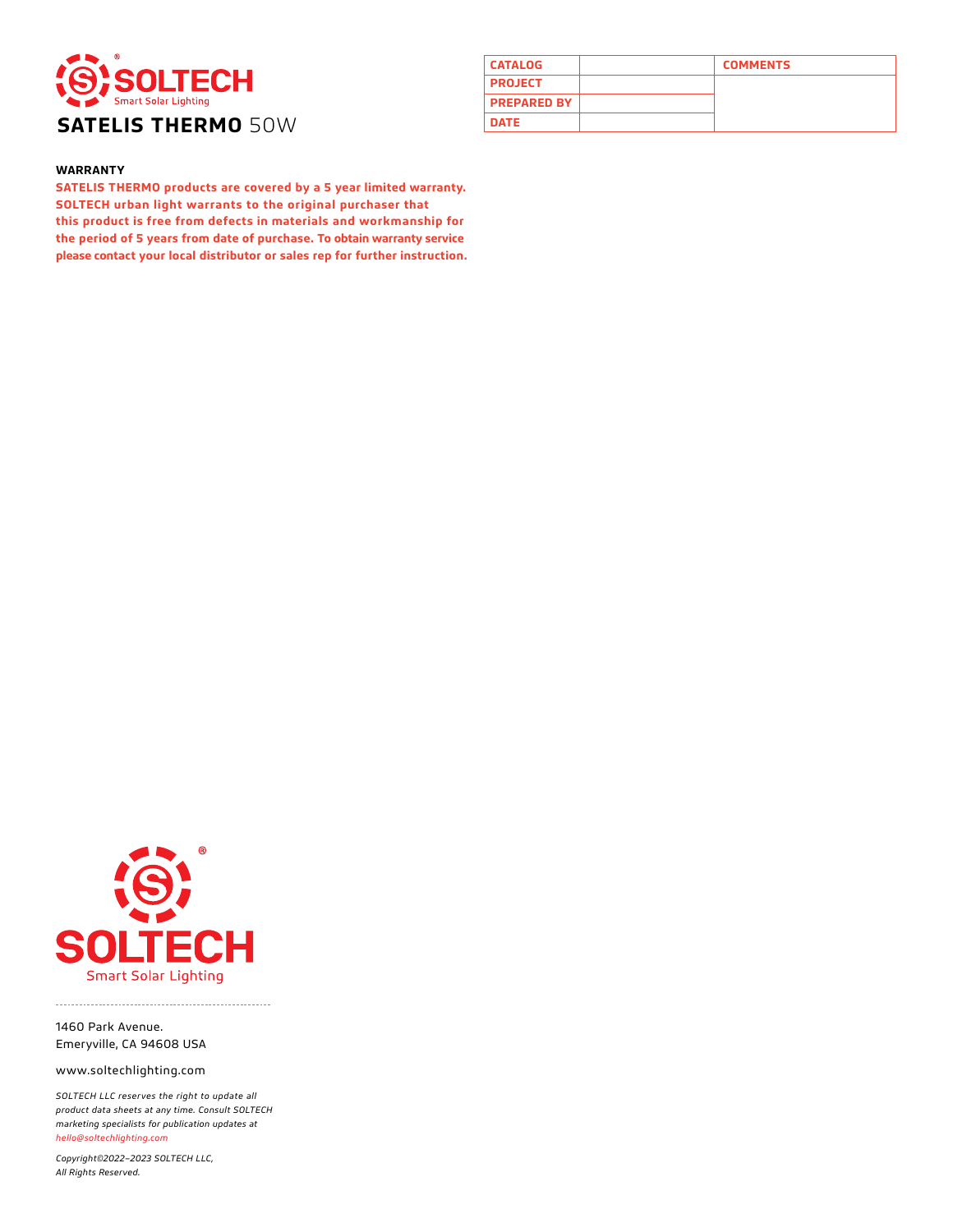# SATELIS THERMO 50W

| | | |
|---|---|---|
| **CATALOG** | | **COMMENTS** |
| **PROJECT** | | |
| **PREPARED BY** | | |
| **DATE** | | |

**WARRANTY**

**SATELIS THERMO products are covered by a 5 year limited warranty. SOLTECH urban light warrants to the original purchaser that this product is free from defects in materials and workmanship for the period of 5 years from date of purchase. To obtain warranty service please contact your local distributor or sales rep for further instruction.**

SOLTECH
Smart Solar Lighting

1460 Park Avenue.
Emeryville, CA 94608 USA

www.soltechlighting.com

*SOLTECH LLC reserves the right to update all product data sheets at any time. Consult SOLTECH marketing specialists for publication updates at hello@soltechlighting.com*

*Copyright©2022–2023 SOLTECH LLC, All Rights Reserved.*